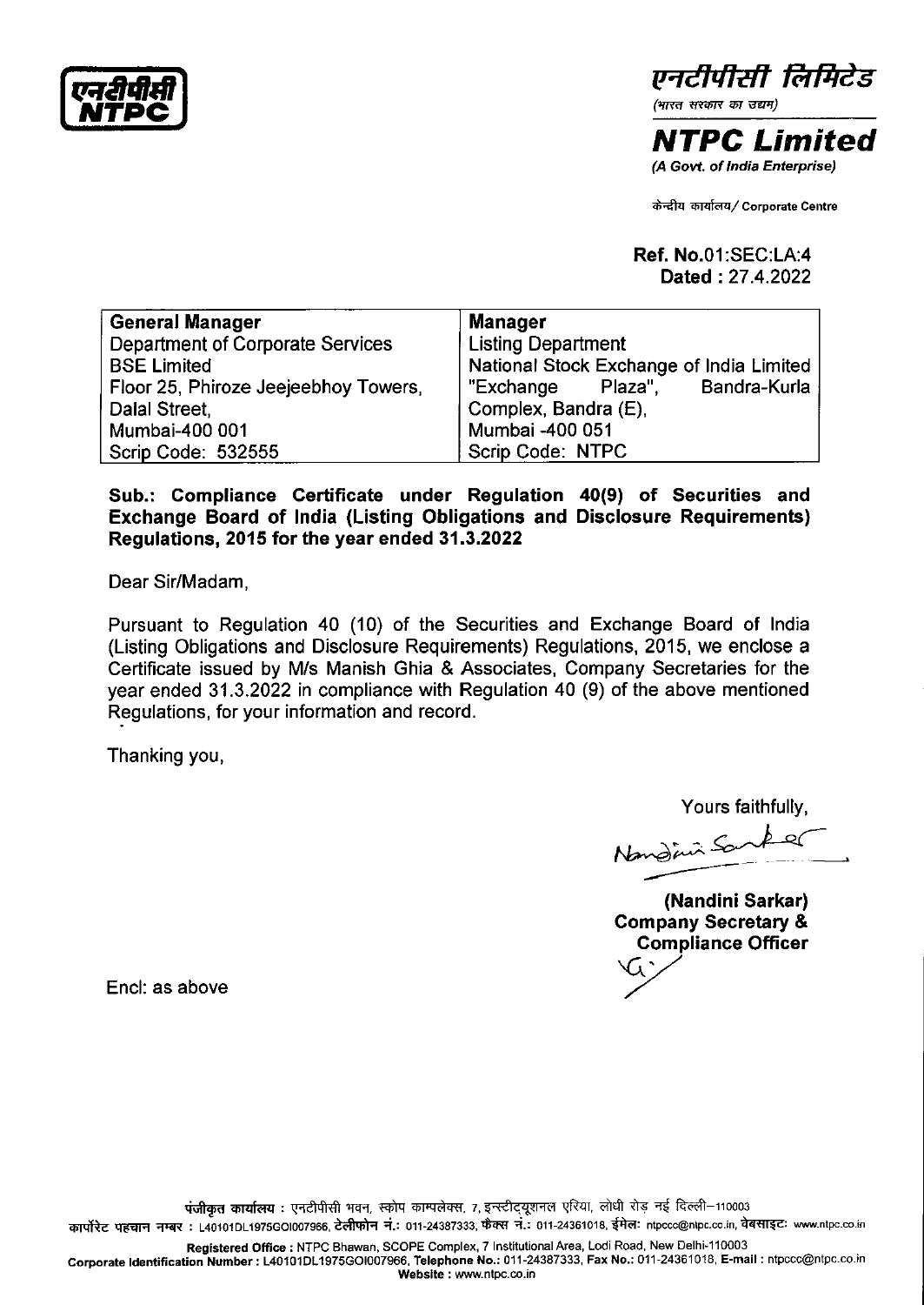एनटीपीसी लिमिटेड

(भारत सरकार का उद्यम)

**NTPC Limited**

*(A Govt. of India Enterprise)*

केन्द्रीय कार्यालय/ Corporate Centre

**Ref. No.**01:SEC:LA:4
**Dated** : 27.4.2022

| **General Manager** | **Manager** |
|---|---|
| Department of Corporate Services | Listing Department |
| BSE Limited | National Stock Exchange of India Limited |
| Floor 25, Phiroze Jeejeebhoy Towers, | "Exchange Plaza", Bandra-Kurla |
| Dalal Street, | Complex, Bandra (E), |
| Mumbai-400 001 | Mumbai -400 051 |
| Scrip Code: 532555 | Scrip Code: NTPC |

**Sub.: Compliance Certificate under Regulation 40(9) of Securities and Exchange Board of India (Listing Obligations and Disclosure Requirements) Regulations, 2015 for the year ended 31.3.2022**

Dear Sir/Madam,

Pursuant to Regulation 40 (10) of the Securities and Exchange Board of India (Listing Obligations and Disclosure Requirements) Regulations, 2015, we enclose a Certificate issued by M/s Manish Ghia & Associates, Company Secretaries for the year ended 31.3.2022 in compliance with Regulation 40 (9) of the above mentioned Regulations, for your information and record.

Thanking you,

Yours faithfully,

**(Nandini Sarkar)**
**Company Secretary &**
**Compliance Officer**

Encl: as above

पंजीकृत कार्यालय : एनटीपीसी भवन, स्कोप काम्पलेक्स, 7, इन्स्टीट्यूशनल एरिया, लोधी रोड़ नई दिल्ली–110003
कार्पोरेट पहचान नम्बर : L40101DL1975GOI007966, टेलीफोन नं.: 011-24387333, फैक्स नं.: 011-24361018, ईमेल: ntpccc@ntpc.co.in, वेबसाइट: www.ntpc.co.in

**Registered Office** : NTPC Bhawan, SCOPE Complex, 7 Institutional Area, Lodi Road, New Delhi-110003
**Corporate Identification Number** : L40101DL1975GOI007966, **Telephone No.**: 011-24387333, **Fax No.**: 011-24361018, **E-mail** : ntpccc@ntpc.co.in
**Website** : www.ntpc.co.in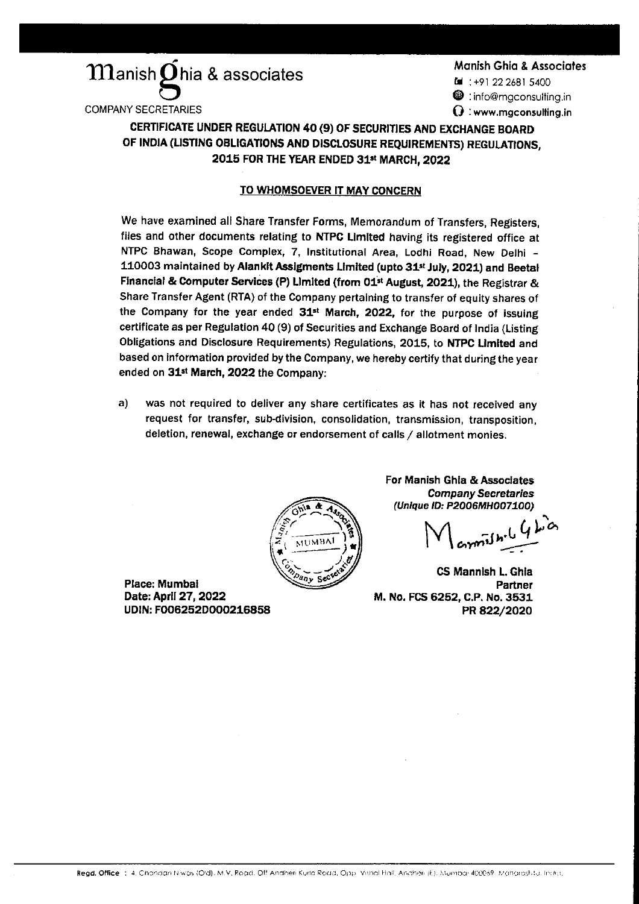**Manish Ghia & associates**

COMPANY SECRETARIES

Manish Ghia & Associates
: +91 22 2681 5400
: info@mgconsulting.in
: www.mgconsulting.in

## CERTIFICATE UNDER REGULATION 40 (9) OF SECURITIES AND EXCHANGE BOARD OF INDIA (LISTING OBLIGATIONS AND DISCLOSURE REQUIREMENTS) REGULATIONS, 2015 FOR THE YEAR ENDED 31st MARCH, 2022

**TO WHOMSOEVER IT MAY CONCERN**

We have examined all Share Transfer Forms, Memorandum of Transfers, Registers, files and other documents relating to **NTPC Limited** having its registered office at NTPC Bhawan, Scope Complex, 7, Institutional Area, Lodhi Road, New Delhi – 110003 maintained by **Alankit Assigments Limited (upto 31st July, 2021)** and **Beetal Financial & Computer Services (P) Limited (from 01st August, 2021)**, the Registrar & Share Transfer Agent (RTA) of the Company pertaining to transfer of equity shares of the Company for the year ended **31st March, 2022,** for the purpose of issuing certificate as per Regulation 40 (9) of Securities and Exchange Board of India (Listing Obligations and Disclosure Requirements) Regulations, 2015, to **NTPC Limited** and based on information provided by the Company, we hereby certify that during the year ended on **31st March, 2022** the Company:

a) was not required to deliver any share certificates as it has not received any request for transfer, sub-division, consolidation, transmission, transposition, deletion, renewal, exchange or endorsement of calls / allotment monies.

**For Manish Ghia & Associates**
***Company Secretaries***
***(Unique ID: P2006MH007100)***

**CS Mannish L. Ghia**
**Partner**
**M. No. FCS 6252, C.P. No. 3531**
**PR 822/2020**

**Place: Mumbai**
**Date: April 27, 2022**
**UDIN: F006252D000216858**

Regd. Office : 4, Chandan Niwas (Old), M.V. Road, Off Andheri Kurla Road, Opp. Vithal Hall, Andheri (E), Mumbai 400069. Maharashtra, India.